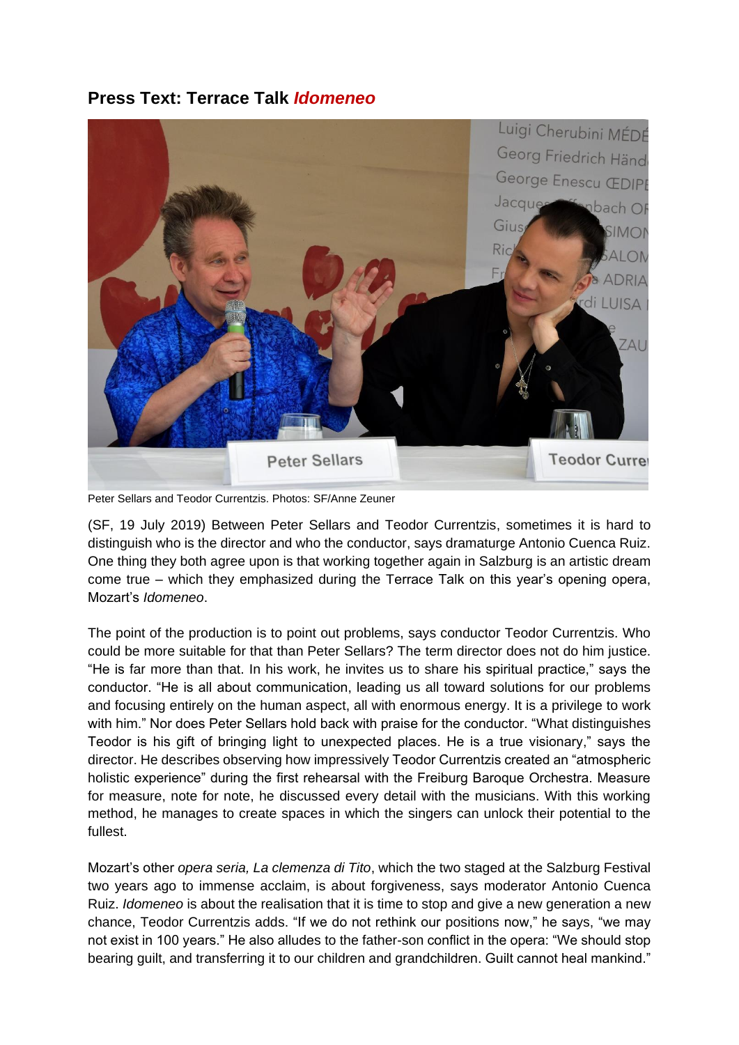## Press Text: Terrace Talk *Idomeneo*

Peter Sellars and Teodor Currentzis. Photos: SF/Anne Zeuner

(SF, 19 July 2019) Between Peter Sellars and Teodor Currentzis, sometimes it is hard to distinguish who is the director and who the conductor, says dramaturge Antonio Cuenca Ruiz. One thing they both agree upon is that working together again in Salzburg is an artistic dream come true – which they emphasized during the Terrace Talk on this year's opening opera, Mozart's *Idomeneo*.

The point of the production is to point out problems, says conductor Teodor Currentzis. Who could be more suitable for that than Peter Sellars? The term director does not do him justice. "He is far more than that. In his work, he invites us to share his spiritual practice," says the conductor. "He is all about communication, leading us all toward solutions for our problems and focusing entirely on the human aspect, all with enormous energy. It is a privilege to work with him." Nor does Peter Sellars hold back with praise for the conductor. "What distinguishes Teodor is his gift of bringing light to unexpected places. He is a true visionary," says the director. He describes observing how impressively Teodor Currentzis created an "atmospheric holistic experience" during the first rehearsal with the Freiburg Baroque Orchestra. Measure for measure, note for note, he discussed every detail with the musicians. With this working method, he manages to create spaces in which the singers can unlock their potential to the fullest.

Mozart's other *opera seria, La clemenza di Tito*, which the two staged at the Salzburg Festival two years ago to immense acclaim, is about forgiveness, says moderator Antonio Cuenca Ruiz. *Idomeneo* is about the realisation that it is time to stop and give a new generation a new chance, Teodor Currentzis adds. "If we do not rethink our positions now," he says, "we may not exist in 100 years." He also alludes to the father-son conflict in the opera: "We should stop bearing guilt, and transferring it to our children and grandchildren. Guilt cannot heal mankind."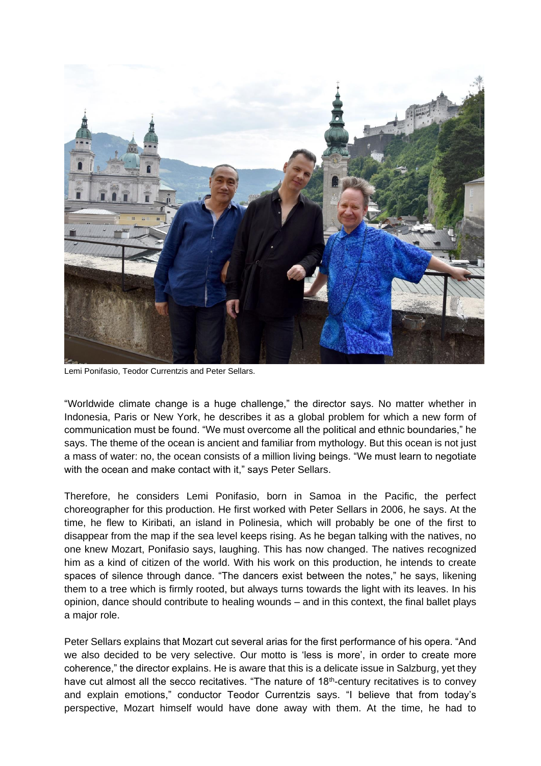Lemi Ponifasio, Teodor Currentzis and Peter Sellars.

"Worldwide climate change is a huge challenge," the director says. No matter whether in Indonesia, Paris or New York, he describes it as a global problem for which a new form of communication must be found. "We must overcome all the political and ethnic boundaries," he says. The theme of the ocean is ancient and familiar from mythology. But this ocean is not just a mass of water: no, the ocean consists of a million living beings. "We must learn to negotiate with the ocean and make contact with it," says Peter Sellars.

Therefore, he considers Lemi Ponifasio, born in Samoa in the Pacific, the perfect choreographer for this production. He first worked with Peter Sellars in 2006, he says. At the time, he flew to Kiribati, an island in Polinesia, which will probably be one of the first to disappear from the map if the sea level keeps rising. As he began talking with the natives, no one knew Mozart, Ponifasio says, laughing. This has now changed. The natives recognized him as a kind of citizen of the world. With his work on this production, he intends to create spaces of silence through dance. "The dancers exist between the notes," he says, likening them to a tree which is firmly rooted, but always turns towards the light with its leaves. In his opinion, dance should contribute to healing wounds – and in this context, the final ballet plays a major role.

Peter Sellars explains that Mozart cut several arias for the first performance of his opera. "And we also decided to be very selective. Our motto is 'less is more', in order to create more coherence," the director explains. He is aware that this is a delicate issue in Salzburg, yet they have cut almost all the secco recitatives. "The nature of 18th-century recitatives is to convey and explain emotions," conductor Teodor Currentzis says. "I believe that from today's perspective, Mozart himself would have done away with them. At the time, he had to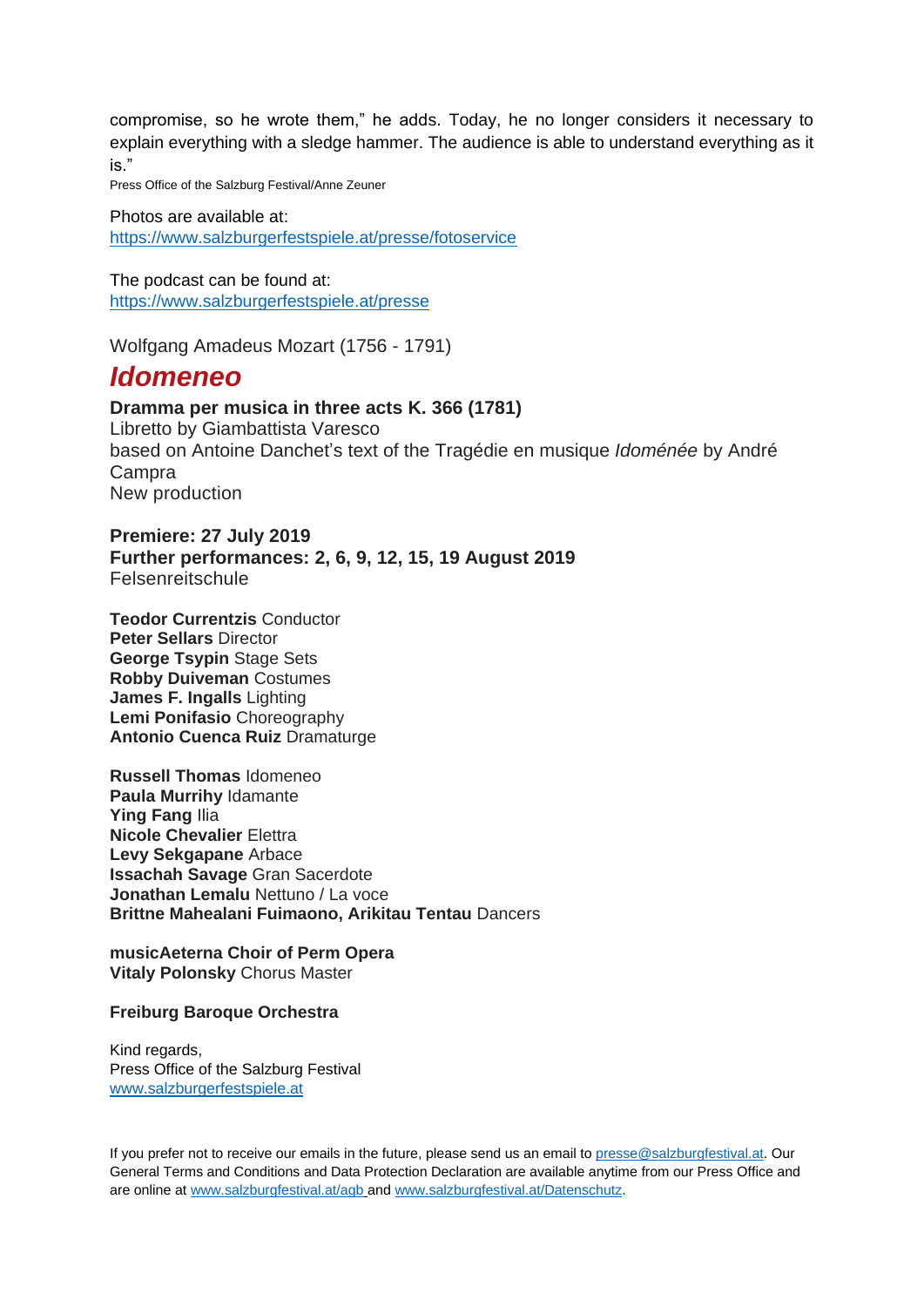compromise, so he wrote them," he adds. Today, he no longer considers it necessary to explain everything with a sledge hammer. The audience is able to understand everything as it is."

Press Office of the Salzburg Festival/Anne Zeuner

Photos are available at:
https://www.salzburgerfestspiele.at/presse/fotoservice

The podcast can be found at:
https://www.salzburgerfestspiele.at/presse

Wolfgang Amadeus Mozart (1756 - 1791)

## *Idomeneo*

**Dramma per musica in three acts K. 366 (1781)**
Libretto by Giambattista Varesco
based on Antoine Danchet's text of the Tragédie en musique *Idoménée* by André Campra
New production

**Premiere: 27 July 2019**
**Further performances: 2, 6, 9, 12, 15, 19 August 2019**
Felsenreitschule

**Teodor Currentzis** Conductor
**Peter Sellars** Director
**George Tsypin** Stage Sets
**Robby Duiveman** Costumes
**James F. Ingalls** Lighting
**Lemi Ponifasio** Choreography
**Antonio Cuenca Ruiz** Dramaturge

**Russell Thomas** Idomeneo
**Paula Murrihy** Idamante
**Ying Fang** Ilia
**Nicole Chevalier** Elettra
**Levy Sekgapane** Arbace
**Issachah Savage** Gran Sacerdote
**Jonathan Lemalu** Nettuno / La voce
**Brittne Mahealani Fuimaono, Arikitau Tentau** Dancers

**musicAeterna Choir of Perm Opera**
**Vitaly Polonsky** Chorus Master

**Freiburg Baroque Orchestra**

Kind regards,
Press Office of the Salzburg Festival
www.salzburgerfestspiele.at

If you prefer not to receive our emails in the future, please send us an email to presse@salzburgfestival.at. Our General Terms and Conditions and Data Protection Declaration are available anytime from our Press Office and are online at www.salzburgfestival.at/agb and www.salzburgfestival.at/Datenschutz.